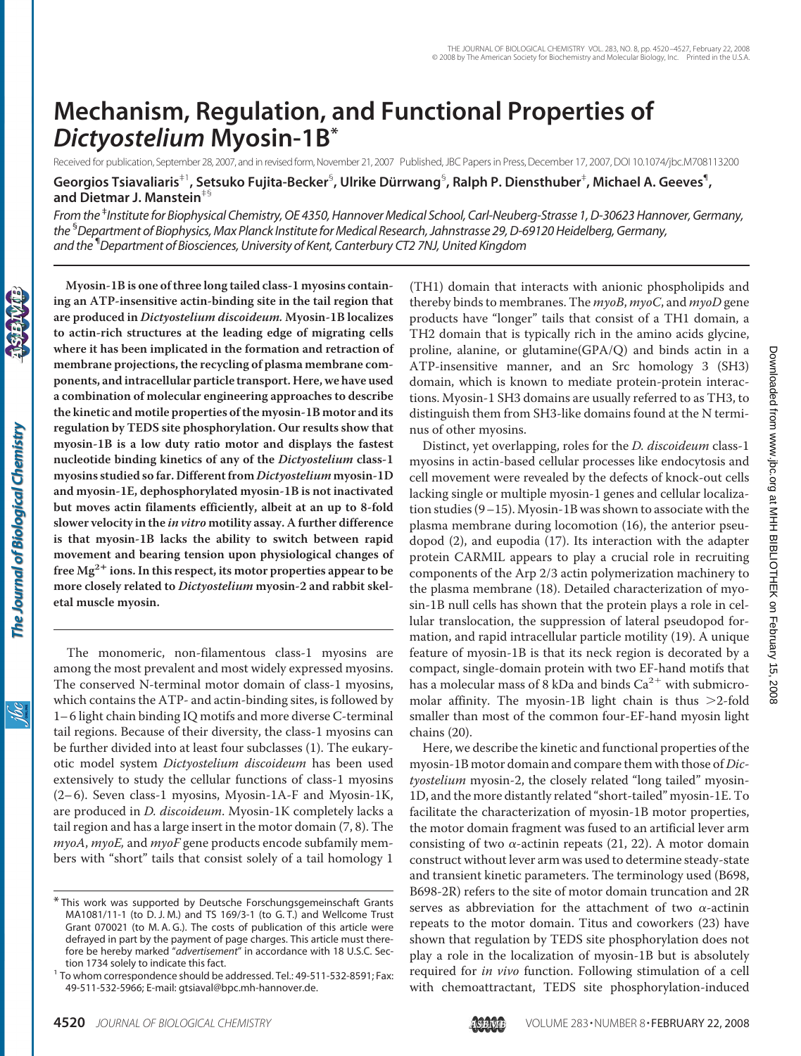# Mechanism, Regulation, and Functional Properties of *Dictyostelium* Myosin-1B*

Received for publication, September 28, 2007, and in revised form, November 21, 2007 Published, JBC Papers in Press, December 17, 2007, DOI 10.1074/jbc.M708113200

**Georgios Tsiavaliaris**[‡1], **Setsuko Fujita-Becker**[§], **Ulrike Dürrwang**[§], **Ralph P. Diensthuber**[‡], **Michael A. Geeves**[¶], **and Dietmar J. Manstein**[‡§]

*From the* [‡]*Institute for Biophysical Chemistry, OE 4350, Hannover Medical School, Carl-Neuberg-Strasse 1, D-30623 Hannover, Germany, the* [§]*Department of Biophysics, Max Planck Institute for Medical Research, Jahnstrasse 29, D-69120 Heidelberg, Germany, and the* [¶]*Department of Biosciences, University of Kent, Canterbury CT2 7NJ, United Kingdom*

**Myosin-1B is one of three long tailed class-1 myosins containing an ATP-insensitive actin-binding site in the tail region that are produced in *Dictyostelium discoideum.* Myosin-1B localizes to actin-rich structures at the leading edge of migrating cells where it has been implicated in the formation and retraction of membrane projections, the recycling of plasma membrane components, and intracellular particle transport. Here, we have used a combination of molecular engineering approaches to describe the kinetic and motile properties of the myosin-1B motor and its regulation by TEDS site phosphorylation. Our results show that myosin-1B is a low duty ratio motor and displays the fastest nucleotide binding kinetics of any of the *Dictyostelium* class-1 myosins studied so far. Different from *Dictyostelium* myosin-1D and myosin-1E, dephosphorylated myosin-1B is not inactivated but moves actin filaments efficiently, albeit at an up to 8-fold slower velocity in the *in vitro* motility assay. A further difference is that myosin-1B lacks the ability to switch between rapid movement and bearing tension upon physiological changes of free $Mg^{2+}$ ions. In this respect, its motor properties appear to be more closely related to *Dictyostelium* myosin-2 and rabbit skeletal muscle myosin.**

The monomeric, non-filamentous class-1 myosins are among the most prevalent and most widely expressed myosins. The conserved N-terminal motor domain of class-1 myosins, which contains the ATP- and actin-binding sites, is followed by 1–6 light chain binding IQ motifs and more diverse C-terminal tail regions. Because of their diversity, the class-1 myosins can be further divided into at least four subclasses (1). The eukaryotic model system *Dictyostelium discoideum* has been used extensively to study the cellular functions of class-1 myosins (2–6). Seven class-1 myosins, Myosin-1A-F and Myosin-1K, are produced in *D. discoideum*. Myosin-1K completely lacks a tail region and has a large insert in the motor domain (7, 8). The *myoA*, *myoE,* and *myoF* gene products encode subfamily members with "short" tails that consist solely of a tail homology 1 (TH1) domain that interacts with anionic phospholipids and thereby binds to membranes. The *myoB*, *myoC*, and *myoD* gene products have "longer" tails that consist of a TH1 domain, a TH2 domain that is typically rich in the amino acids glycine, proline, alanine, or glutamine(GPA/Q) and binds actin in a ATP-insensitive manner, and an Src homology 3 (SH3) domain, which is known to mediate protein-protein interactions. Myosin-1 SH3 domains are usually referred to as TH3, to distinguish them from SH3-like domains found at the N terminus of other myosins.

Distinct, yet overlapping, roles for the *D. discoideum* class-1 myosins in actin-based cellular processes like endocytosis and cell movement were revealed by the defects of knock-out cells lacking single or multiple myosin-1 genes and cellular localization studies (9–15). Myosin-1B was shown to associate with the plasma membrane during locomotion (16), the anterior pseudopod (2), and eupodia (17). Its interaction with the adapter protein CARMIL appears to play a crucial role in recruiting components of the Arp 2/3 actin polymerization machinery to the plasma membrane (18). Detailed characterization of myosin-1B null cells has shown that the protein plays a role in cellular translocation, the suppression of lateral pseudopod formation, and rapid intracellular particle motility (19). A unique feature of myosin-1B is that its neck region is decorated by a compact, single-domain protein with two EF-hand motifs that has a molecular mass of 8 kDa and binds $Ca^{2+}$ with submicromolar affinity. The myosin-1B light chain is thus >2-fold smaller than most of the common four-EF-hand myosin light chains (20).

Here, we describe the kinetic and functional properties of the myosin-1B motor domain and compare them with those of *Dictyostelium* myosin-2, the closely related "long tailed" myosin-1D, and the more distantly related "short-tailed" myosin-1E. To facilitate the characterization of myosin-1B motor properties, the motor domain fragment was fused to an artificial lever arm consisting of two α-actinin repeats (21, 22). A motor domain construct without lever arm was used to determine steady-state and transient kinetic parameters. The terminology used (B698, B698-2R) refers to the site of motor domain truncation and 2R serves as abbreviation for the attachment of two α-actinin repeats to the motor domain. Titus and coworkers (23) have shown that regulation by TEDS site phosphorylation does not play a role in the localization of myosin-1B but is absolutely required for *in vivo* function. Following stimulation of a cell with chemoattractant, TEDS site phosphorylation-induced

\* This work was supported by Deutsche Forschungsgemeinschaft Grants MA1081/11-1 (to D. J. M.) and TS 169/3-1 (to G. T.) and Wellcome Trust Grant 070021 (to M. A. G.). The costs of publication of this article were defrayed in part by the payment of page charges. This article must therefore be hereby marked "*advertisement*" in accordance with 18 U.S.C. Section 1734 solely to indicate this fact.

[1] To whom correspondence should be addressed. Tel.: 49-511-532-8591; Fax: 49-511-532-5966; E-mail: gtsiaval@bpc.mh-hannover.de.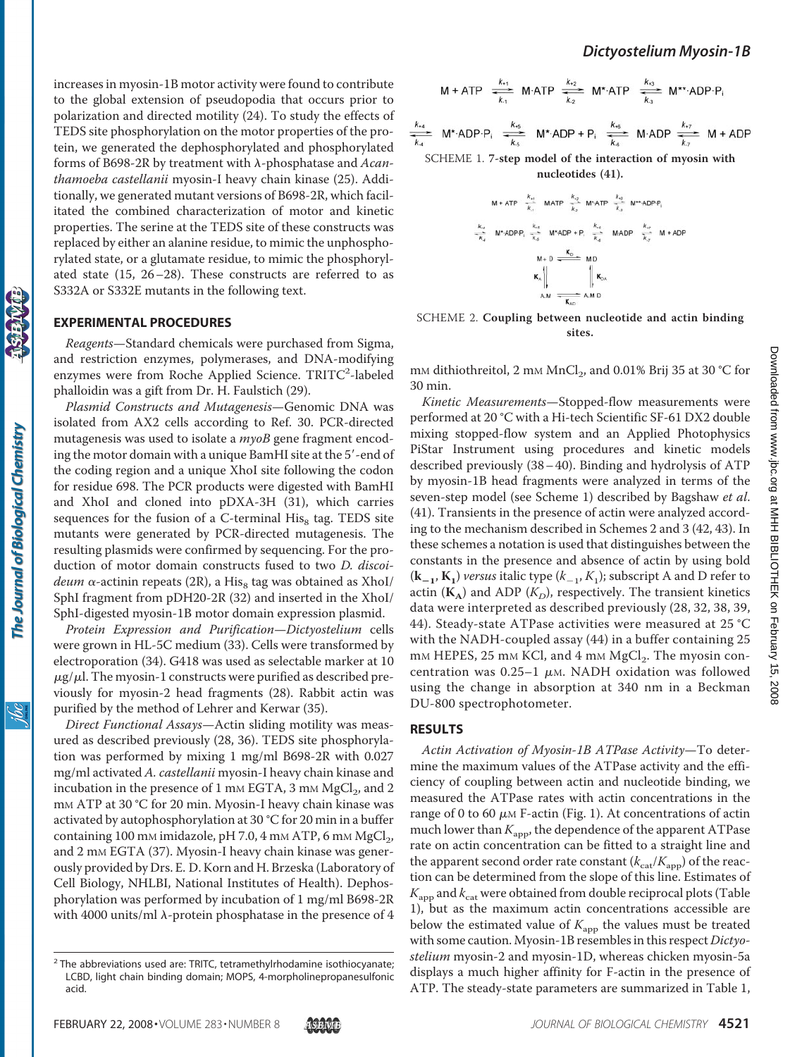increases in myosin-1B motor activity were found to contribute to the global extension of pseudopodia that occurs prior to polarization and directed motility (24). To study the effects of TEDS site phosphorylation on the motor properties of the protein, we generated the dephosphorylated and phosphorylated forms of B698-2R by treatment with λ-phosphatase and *Acanthamoeba castellanii* myosin-I heavy chain kinase (25). Additionally, we generated mutant versions of B698-2R, which facilitated the combined characterization of motor and kinetic properties. The serine at the TEDS site of these constructs was replaced by either an alanine residue, to mimic the unphosphorylated state, or a glutamate residue, to mimic the phosphorylated state (15, 26–28). These constructs are referred to as S332A or S332E mutants in the following text.

## EXPERIMENTAL PROCEDURES

*Reagents*—Standard chemicals were purchased from Sigma, and restriction enzymes, polymerases, and DNA-modifying enzymes were from Roche Applied Science. TRITC[2]-labeled phalloidin was a gift from Dr. H. Faulstich (29).

*Plasmid Constructs and Mutagenesis*—Genomic DNA was isolated from AX2 cells according to Ref. 30. PCR-directed mutagenesis was used to isolate a *myoB* gene fragment encoding the motor domain with a unique BamHI site at the 5′-end of the coding region and a unique XhoI site following the codon for residue 698. The PCR products were digested with BamHI and XhoI and cloned into pDXA-3H (31), which carries sequences for the fusion of a C-terminal $His_8$ tag. TEDS site mutants were generated by PCR-directed mutagenesis. The resulting plasmids were confirmed by sequencing. For the production of motor domain constructs fused to two *D. discoideum* α-actinin repeats (2R), a $His_8$ tag was obtained as XhoI/SphI fragment from pDH20-2R (32) and inserted in the XhoI/SphI-digested myosin-1B motor domain expression plasmid.

*Protein Expression and Purification*—*Dictyostelium* cells were grown in HL-5C medium (33). Cells were transformed by electroporation (34). G418 was used as selectable marker at 10 μg/μl. The myosin-1 constructs were purified as described previously for myosin-2 head fragments (28). Rabbit actin was purified by the method of Lehrer and Kerwar (35).

*Direct Functional Assays*—Actin sliding motility was measured as described previously (28, 36). TEDS site phosphorylation was performed by mixing 1 mg/ml B698-2R with 0.027 mg/ml activated *A. castellanii* myosin-I heavy chain kinase and incubation in the presence of 1 mM EGTA, 3 mM $MgCl_2$, and 2 mM ATP at 30 °C for 20 min. Myosin-I heavy chain kinase was activated by autophosphorylation at 30 °C for 20 min in a buffer containing 100 mM imidazole, pH 7.0, 4 mM ATP, 6 mM $MgCl_2$, and 2 mM EGTA (37). Myosin-I heavy chain kinase was generously provided by Drs. E. D. Korn and H. Brzeska (Laboratory of Cell Biology, NHLBI, National Institutes of Health). Dephosphorylation was performed by incubation of 1 mg/ml B698-2R with 4000 units/ml λ-protein phosphatase in the presence of 4 mM dithiothreitol, 2 mM $MnCl_2$, and 0.01% Brij 35 at 30 °C for 30 min.

$$M + ATP \underset{k_{-1}}{\overset{k_{+1}}{\rightleftharpoons}} M{\cdot}ATP \underset{k_{-2}}{\overset{k_{+2}}{\rightleftharpoons}} M^{*}{\cdot}ATP \underset{k_{-3}}{\overset{k_{+3}}{\rightleftharpoons}} M^{**}{\cdot}ADP{\cdot}P_i$$

$$\underset{k_{-4}}{\overset{k_{+4}}{\rightleftharpoons}} M^{*}{\cdot}ADP{\cdot}P_i \underset{k_{-5}}{\overset{k_{+5}}{\rightleftharpoons}} M^{*}{\cdot}ADP + P_i \underset{k_{-6}}{\overset{k_{+6}}{\rightleftharpoons}} M{\cdot}ADP \underset{k_{-7}}{\overset{k_{+7}}{\rightleftharpoons}} M + ADP$$

SCHEME 1. **7-step model of the interaction of myosin with nucleotides (41).**

$$M + ATP \underset{k_{-1}}{\overset{k_{+1}}{\rightleftharpoons}} MATP \underset{k_{-2}}{\overset{k_{+2}}{\rightleftharpoons}} M^{*}ATP \underset{k_{-3}}{\overset{k_{+3}}{\rightleftharpoons}} M^{**}ADP{\cdot}P_i$$

$$\underset{k_{-4}}{\overset{k_{+4}}{\rightleftharpoons}} M^{*}ADP{\cdot}P_i \underset{k_{-5}}{\overset{k_{+5}}{\rightleftharpoons}} M^{*}ADP + P_i \underset{k_{-6}}{\overset{k_{+6}}{\rightleftharpoons}} MADP \underset{k_{-7}}{\overset{k_{+7}}{\rightleftharpoons}} M + ADP$$

$$\begin{array}{ccc} M + D & \overset{K_D}{\rightleftharpoons} & MD \\ K_A \updownarrow & & \updownarrow K_{DA} \\ A.M & \underset{K_{AD}}{\rightleftharpoons} & A.M\ D \end{array}$$

SCHEME 2. **Coupling between nucleotide and actin binding sites.**

*Kinetic Measurements*—Stopped-flow measurements were performed at 20 °C with a Hi-tech Scientific SF-61 DX2 double mixing stopped-flow system and an Applied Photophysics PiStar Instrument using procedures and kinetic models described previously (38–40). Binding and hydrolysis of ATP by myosin-1B head fragments were analyzed in terms of the seven-step model (see Scheme 1) described by Bagshaw *et al.* (41). Transients in the presence of actin were analyzed according to the mechanism described in Schemes 2 and 3 (42, 43). In these schemes a notation is used that distinguishes between the constants in the presence and absence of actin by using bold ($\mathbf{k_{-1}}$, $\mathbf{K_1}$) *versus* italic type ($k_{-1}$, $K_1$); subscript A and D refer to actin ($\mathbf{K_A}$) and ADP ($K_D$), respectively. The transient kinetics data were interpreted as described previously (28, 32, 38, 39, 44). Steady-state ATPase activities were measured at 25 °C with the NADH-coupled assay (44) in a buffer containing 25 mM HEPES, 25 mM KCl, and 4 mM $MgCl_2$. The myosin concentration was 0.25–1 μM. NADH oxidation was followed using the change in absorption at 340 nm in a Beckman DU-800 spectrophotometer.

## RESULTS

*Actin Activation of Myosin-1B ATPase Activity*—To determine the maximum values of the ATPase activity and the efficiency of coupling between actin and nucleotide binding, we measured the ATPase rates with actin concentrations in the range of 0 to 60 μM F-actin (Fig. 1). At concentrations of actin much lower than $K_{app}$, the dependence of the apparent ATPase rate on actin concentration can be fitted to a straight line and the apparent second order rate constant ($k_{cat}/K_{app}$) of the reaction can be determined from the slope of this line. Estimates of $K_{app}$ and $k_{cat}$ were obtained from double reciprocal plots (Table 1), but as the maximum actin concentrations accessible are below the estimated value of $K_{app}$ the values must be treated with some caution. Myosin-1B resembles in this respect *Dictyostelium* myosin-2 and myosin-1D, whereas chicken myosin-5a displays a much higher affinity for F-actin in the presence of ATP. The steady-state parameters are summarized in Table 1,

[2] The abbreviations used are: TRITC, tetramethylrhodamine isothiocyanate; LCBD, light chain binding domain; MOPS, 4-morpholinepropanesulfonic acid.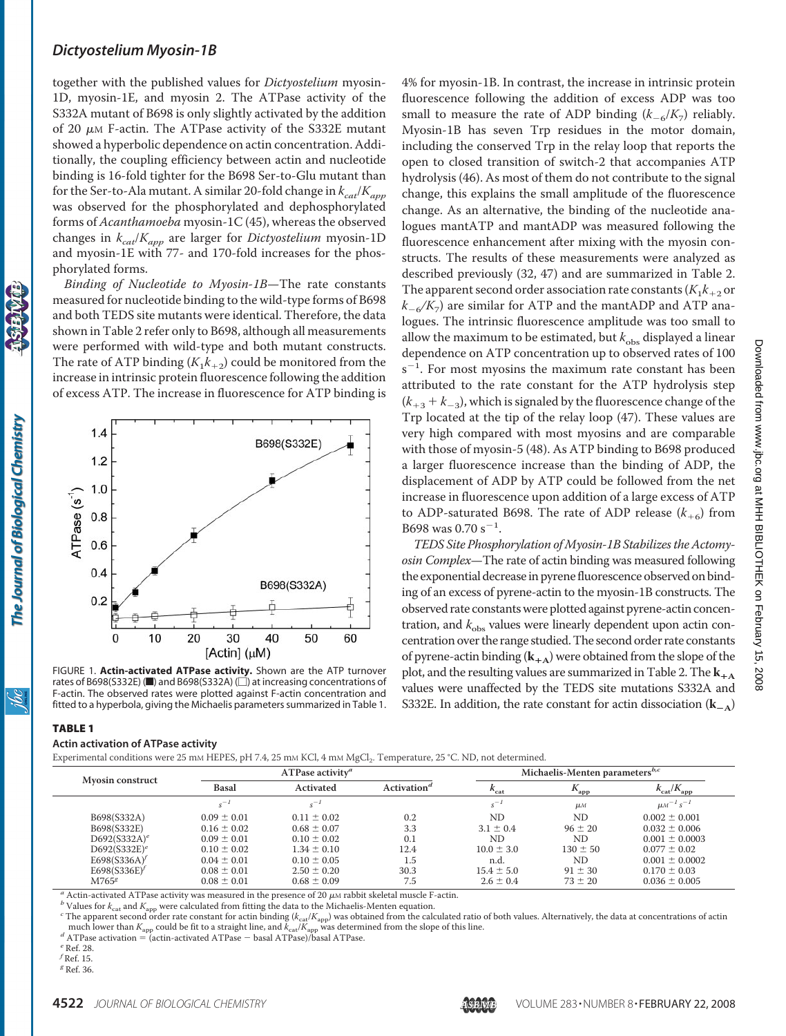together with the published values for *Dictyostelium* myosin-1D, myosin-1E, and myosin 2. The ATPase activity of the S332A mutant of B698 is only slightly activated by the addition of 20 μM F-actin. The ATPase activity of the S332E mutant showed a hyperbolic dependence on actin concentration. Additionally, the coupling efficiency between actin and nucleotide binding is 16-fold tighter for the B698 Ser-to-Glu mutant than for the Ser-to-Ala mutant. A similar 20-fold change in $k_{cat}/K_{app}$ was observed for the phosphorylated and dephosphorylated forms of *Acanthamoeba* myosin-1C (45), whereas the observed changes in $k_{cat}/K_{app}$ are larger for *Dictyostelium* myosin-1D and myosin-1E with 77- and 170-fold increases for the phosphorylated forms.

*Binding of Nucleotide to Myosin-1B*—The rate constants measured for nucleotide binding to the wild-type forms of B698 and both TEDS site mutants were identical. Therefore, the data shown in Table 2 refer only to B698, although all measurements were performed with wild-type and both mutant constructs. The rate of ATP binding ($K_1k_{+2}$) could be monitored from the increase in intrinsic protein fluorescence following the addition of excess ATP. The increase in fluorescence for ATP binding is 4% for myosin-1B. In contrast, the increase in intrinsic protein fluorescence following the addition of excess ADP was too small to measure the rate of ADP binding ($k_{-6}/K_7$) reliably. Myosin-1B has seven Trp residues in the motor domain, including the conserved Trp in the relay loop that reports the open to closed transition of switch-2 that accompanies ATP hydrolysis (46). As most of them do not contribute to the signal change, this explains the small amplitude of the fluorescence change. As an alternative, the binding of the nucleotide analogues mantATP and mantADP was measured following the fluorescence enhancement after mixing with the myosin constructs. The results of these measurements were analyzed as described previously (32, 47) and are summarized in Table 2. The apparent second order association rate constants ($K_1k_{+2}$ or $k_{-6}/K_7$) are similar for ATP and the mantADP and ATP analogues. The intrinsic fluorescence amplitude was too small to allow the maximum to be estimated, but $k_{obs}$ displayed a linear dependence on ATP concentration up to observed rates of 100 $s^{-1}$. For most myosins the maximum rate constant has been attributed to the rate constant for the ATP hydrolysis step ($k_{+3} + k_{-3}$), which is signaled by the fluorescence change of the Trp located at the tip of the relay loop (47). These values are very high compared with most myosins and are comparable with those of myosin-5 (48). As ATP binding to B698 produced a larger fluorescence increase than the binding of ADP, the displacement of ADP by ATP could be followed from the net increase in fluorescence upon addition of a large excess of ATP to ADP-saturated B698. The rate of ADP release ($k_{+6}$) from B698 was 0.70 $s^{-1}$.

*TEDS Site Phosphorylation of Myosin-1B Stabilizes the Actomyosin Complex*—The rate of actin binding was measured following the exponential decrease in pyrene fluorescence observed on binding of an excess of pyrene-actin to the myosin-1B constructs. The observed rate constants were plotted against pyrene-actin concentration, and $k_{obs}$ values were linearly dependent upon actin concentration over the range studied. The second order rate constants of pyrene-actin binding ($\mathbf{k_{+A}}$) were obtained from the slope of the plot, and the resulting values are summarized in Table 2. The $\mathbf{k_{+A}}$ values were unaffected by the TEDS site mutations S332A and S332E. In addition, the rate constant for actin dissociation ($\mathbf{k_{-A}}$)

FIGURE 1. **Actin-activated ATPase activity.** Shown are the ATP turnover rates of B698(S332E) (■) and B698(S332A) (□) at increasing concentrations of F-actin. The observed rates were plotted against F-actin concentration and fitted to a hyperbola, giving the Michaelis parameters summarized in Table 1.

**TABLE 1**

**Actin activation of ATPase activity**

Experimental conditions were 25 mM HEPES, pH 7.4, 25 mM KCl, 4 mM $MgCl_2$. Temperature, 25 °C. ND, not determined.

| Myosin construct | ATPase activity[a] | | | Michaelis-Menten parameters[b,c] | | |
|---|---|---|---|---|---|---|
| | Basal | Activated | Activation[d] | $k_{cat}$ | $K_{app}$ | $k_{cat}/K_{app}$ |
| | $s^{-1}$ | $s^{-1}$ | | $s^{-1}$ | μM | $\mu M^{-1} s^{-1}$ |
| B698(S332A) | 0.09 ± 0.01 | 0.11 ± 0.02 | 0.2 | ND | ND | 0.002 ± 0.001 |
| B698(S332E) | 0.16 ± 0.02 | 0.68 ± 0.07 | 3.3 | 3.1 ± 0.4 | 96 ± 20 | 0.032 ± 0.006 |
| D692(S332A)[e] | 0.09 ± 0.01 | 0.10 ± 0.02 | 0.1 | ND | ND | 0.001 ± 0.0003 |
| D692(S332E)[e] | 0.10 ± 0.02 | 1.34 ± 0.10 | 12.4 | 10.0 ± 3.0 | 130 ± 50 | 0.077 ± 0.02 |
| E698(S336A)[f] | 0.04 ± 0.01 | 0.10 ± 0.05 | 1.5 | n.d. | ND | 0.001 ± 0.0002 |
| E698(S336E)[f] | 0.08 ± 0.01 | 2.50 ± 0.20 | 30.3 | 15.4 ± 5.0 | 91 ± 30 | 0.170 ± 0.03 |
| M765[g] | 0.08 ± 0.01 | 0.68 ± 0.09 | 7.5 | 2.6 ± 0.4 | 73 ± 20 | 0.036 ± 0.005 |

[a] Actin-activated ATPase activity was measured in the presence of 20 μM rabbit skeletal muscle F-actin.
[b] Values for $k_{cat}$ and $K_{app}$ were calculated from fitting the data to the Michaelis-Menten equation.
[c] The apparent second order rate constant for actin binding ($k_{cat}/K_{app}$) was obtained from the calculated ratio of both values. Alternatively, the data at concentrations of actin much lower than $K_{app}$ could be fit to a straight line, and $k_{cat}/K_{app}$ was determined from the slope of this line.
[d] ATPase activation = (actin-activated ATPase − basal ATPase)/basal ATPase.
[e] Ref. 28.
[f] Ref. 15.
[g] Ref. 36.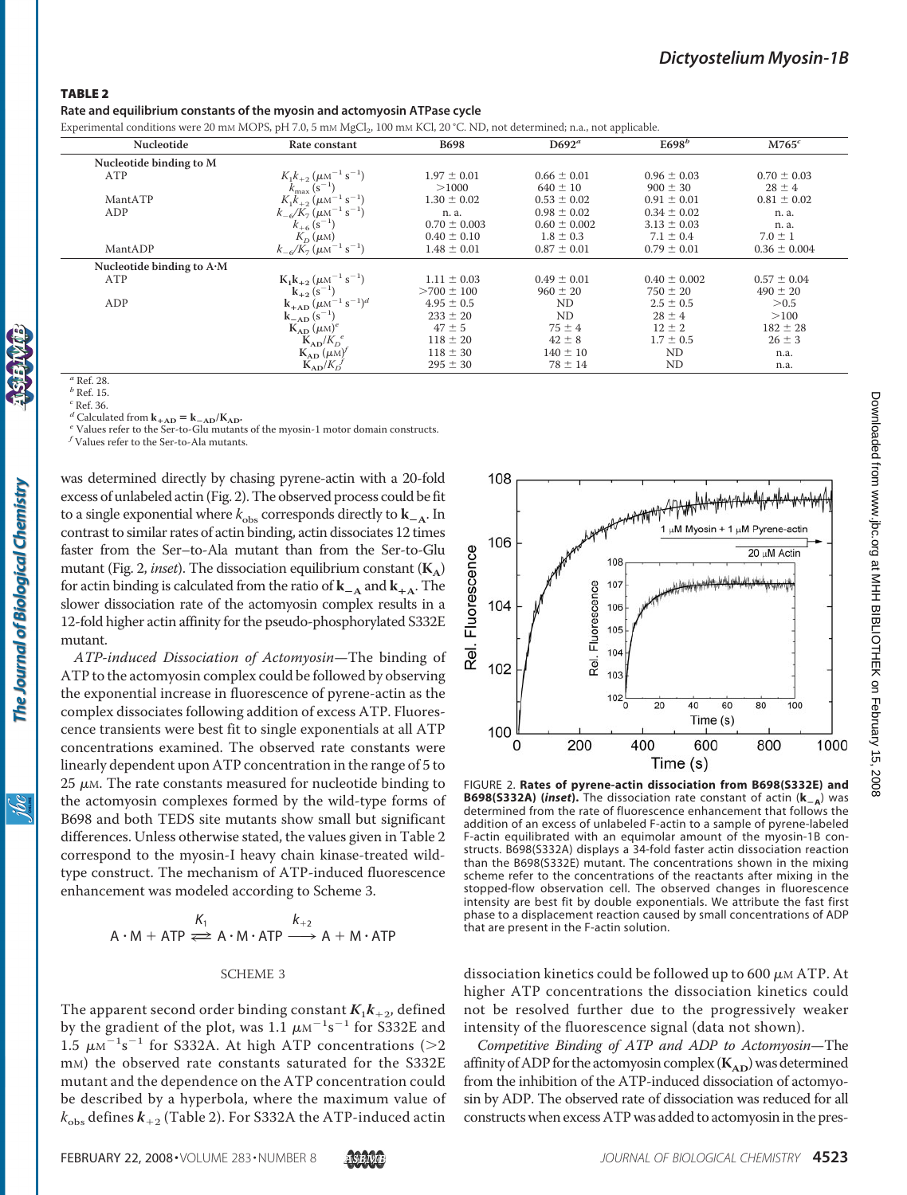**TABLE 2**

**Rate and equilibrium constants of the myosin and actomyosin ATPase cycle**

Experimental conditions were 20 mM MOPS, pH 7.0, 5 mM $MgCl_2$, 100 mM KCl, 20 °C. ND, not determined; n.a., not applicable.

| Nucleotide | Rate constant | B698 | D692[a] | E698[b] | M765[c] |
|---|---|---|---|---|---|
| **Nucleotide binding to M** | | | | | |
| ATP | $K_1k_{+2}$ ($\mu M^{-1}$ $s^{-1}$) | 1.97 ± 0.01 | 0.66 ± 0.01 | 0.96 ± 0.03 | 0.70 ± 0.03 |
| | $k_{max}$ ($s^{-1}$) | >1000 | 640 ± 10 | 900 ± 30 | 28 ± 4 |
| MantATP | $K_1k_{+2}$ ($\mu M^{-1}$ $s^{-1}$) | 1.30 ± 0.02 | 0.53 ± 0.02 | 0.91 ± 0.01 | 0.81 ± 0.02 |
| ADP | $k_{-6}/K_7$ ($\mu M^{-1}$ $s^{-1}$) | n. a. | 0.98 ± 0.02 | 0.34 ± 0.02 | n. a. |
| | $k_{+6}$ ($s^{-1}$) | 0.70 ± 0.003 | 0.60 ± 0.002 | 3.13 ± 0.03 | n. a. |
| | $K_D$ ($\mu M$) | 0.40 ± 0.10 | 1.8 ± 0.3 | 7.1 ± 0.4 | 7.0 ± 1 |
| MantADP | $k_{-6}/K_7$ ($\mu M^{-1}$ $s^{-1}$) | 1.48 ± 0.01 | 0.87 ± 0.01 | 0.79 ± 0.01 | 0.36 ± 0.004 |
| **Nucleotide binding to A·M** | | | | | |
| ATP | $\mathbf{K_1k_{+2}}$ ($\mu M^{-1}$ $s^{-1}$) | 1.11 ± 0.03 | 0.49 ± 0.01 | 0.40 ± 0.002 | 0.57 ± 0.04 |
| | $\mathbf{k_{+2}}$ ($s^{-1}$) | >700 ± 100 | 960 ± 20 | 750 ± 20 | 490 ± 20 |
| ADP | $\mathbf{k_{+AD}}$ ($\mu M^{-1}$ $s^{-1}$)[d] | 4.95 ± 0.5 | ND | 2.5 ± 0.5 | >0.5 |
| | $\mathbf{k_{-AD}}$ ($s^{-1}$) | 233 ± 20 | ND | 28 ± 4 | >100 |
| | $\mathbf{K_{AD}}$ ($\mu M$)[e] | 47 ± 5 | 75 ± 4 | 12 ± 2 | 182 ± 28 |
| | $\mathbf{K_{AD}}/K_D$[e] | 118 ± 20 | 42 ± 8 | 1.7 ± 0.5 | 26 ± 3 |
| | $\mathbf{K_{AD}}$ ($\mu M$)[f] | 118 ± 30 | 140 ± 10 | ND | n.a. |
| | $\mathbf{K_{AD}}/K_D$[f] | 295 ± 30 | 78 ± 14 | ND | n.a. |

[a] Ref. 28.
[b] Ref. 15.
[c] Ref. 36.
[d] Calculated from $\mathbf{k_{+AD}} = \mathbf{k_{-AD}}/\mathbf{K_{AD}}$.
[e] Values refer to the Ser-to-Glu mutants of the myosin-1 motor domain constructs.
[f] Values refer to the Ser-to-Ala mutants.

was determined directly by chasing pyrene-actin with a 20-fold excess of unlabeled actin (Fig. 2). The observed process could be fit to a single exponential where $k_{obs}$ corresponds directly to $\mathbf{k_{-A}}$. In contrast to similar rates of actin binding, actin dissociates 12 times faster from the Ser–to-Ala mutant than from the Ser-to-Glu mutant (Fig. 2, *inset*). The dissociation equilibrium constant ($\mathbf{K_A}$) for actin binding is calculated from the ratio of $\mathbf{k_{-A}}$ and $\mathbf{k_{+A}}$. The slower dissociation rate of the actomyosin complex results in a 12-fold higher actin affinity for the pseudo-phosphorylated S332E mutant.

*ATP-induced Dissociation of Actomyosin*—The binding of ATP to the actomyosin complex could be followed by observing the exponential increase in fluorescence of pyrene-actin as the complex dissociates following addition of excess ATP. Fluorescence transients were best fit to single exponentials at all ATP concentrations examined. The observed rate constants were linearly dependent upon ATP concentration in the range of 5 to 25 μM. The rate constants measured for nucleotide binding to the actomyosin complexes formed by the wild-type forms of B698 and both TEDS site mutants show small but significant differences. Unless otherwise stated, the values given in Table 2 correspond to the myosin-I heavy chain kinase-treated wild-type construct. The mechanism of ATP-induced fluorescence enhancement was modeled according to Scheme 3.

$$A \cdot M + ATP \overset{K_1}{\rightleftharpoons} A \cdot M \cdot ATP \overset{k_{+2}}{\longrightarrow} A + M \cdot ATP$$

SCHEME 3

The apparent second order binding constant $\boldsymbol{K_1k_{+2}}$, defined by the gradient of the plot, was 1.1 $\mu M^{-1}s^{-1}$ for S332E and 1.5 $\mu M^{-1}s^{-1}$ for S332A. At high ATP concentrations (>2 mM) the observed rate constants saturated for the S332E mutant and the dependence on the ATP concentration could be described by a hyperbola, where the maximum value of $k_{obs}$ defines $\boldsymbol{k_{+2}}$ (Table 2). For S332A the ATP-induced actin dissociation kinetics could be followed up to 600 μM ATP. At higher ATP concentrations the dissociation kinetics could not be resolved further due to the progressively weaker intensity of the fluorescence signal (data not shown).

FIGURE 2. **Rates of pyrene-actin dissociation from B698(S332E) and B698(S332A) (*inset*).** The dissociation rate constant of actin ($\mathbf{k_{-A}}$) was determined from the rate of fluorescence enhancement that follows the addition of an excess of unlabeled F-actin to a sample of pyrene-labeled F-actin equilibrated with an equimolar amount of the myosin-1B constructs. B698(S332A) displays a 34-fold faster actin dissociation reaction than the B698(S332E) mutant. The concentrations shown in the mixing scheme refer to the concentrations of the reactants after mixing in the stopped-flow observation cell. The observed changes in fluorescence intensity are best fit by double exponentials. We attribute the fast first phase to a displacement reaction caused by small concentrations of ADP that are present in the F-actin solution.

*Competitive Binding of ATP and ADP to Actomyosin*—The affinity of ADP for the actomyosin complex ($\mathbf{K_{AD}}$) was determined from the inhibition of the ATP-induced dissociation of actomyosin by ADP. The observed rate of dissociation was reduced for all constructs when excess ATP was added to actomyosin in the pres-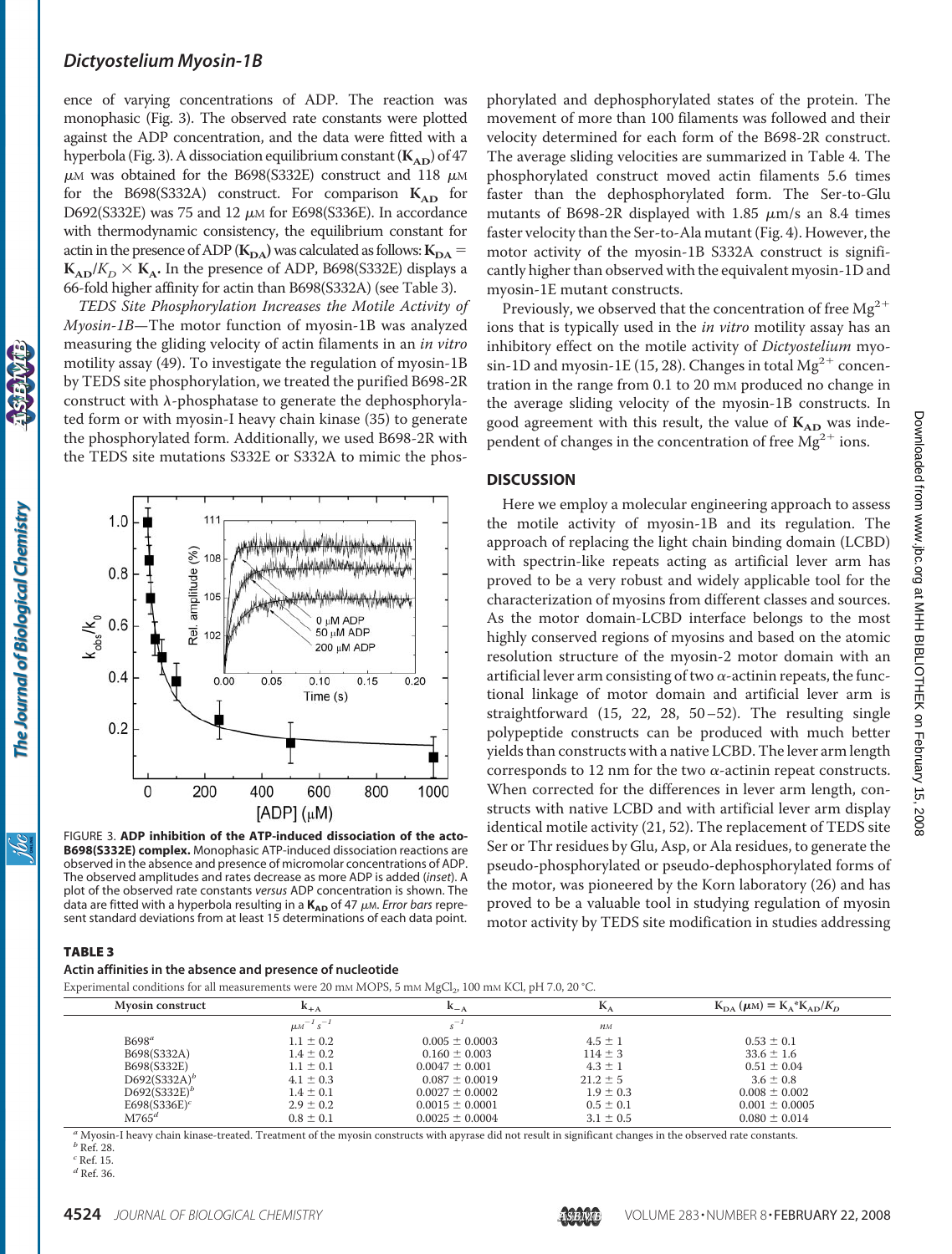ence of varying concentrations of ADP. The reaction was monophasic (Fig. 3). The observed rate constants were plotted against the ADP concentration, and the data were fitted with a hyperbola (Fig. 3). A dissociation equilibrium constant (**$K_{AD}$**) of 47 μM was obtained for the B698(S332E) construct and 118 μM for the B698(S332A) construct. For comparison **$K_{AD}$** for D692(S332E) was 75 and 12 μM for E698(S336E). In accordance with thermodynamic consistency, the equilibrium constant for actin in the presence of ADP (**$K_{DA}$**) was calculated as follows: **$K_{DA}$** = **$K_{AD}$**/$K_D$ × **$K_A$**. In the presence of ADP, B698(S332E) displays a 66-fold higher affinity for actin than B698(S332A) (see Table 3).

*TEDS Site Phosphorylation Increases the Motile Activity of Myosin-1B*—The motor function of myosin-1B was analyzed measuring the gliding velocity of actin filaments in an *in vitro* motility assay (49). To investigate the regulation of myosin-1B by TEDS site phosphorylation, we treated the purified B698-2R construct with λ-phosphatase to generate the dephosphorylated form and with myosin-I heavy chain kinase (35) to generate the phosphorylated form. Additionally, we used B698-2R with the TEDS site mutations S332E or S332A to mimic the phosphorylated and dephosphorylated states of the protein. The movement of more than 100 filaments was followed and their velocity determined for each form of the B698-2R construct. The average sliding velocities are summarized in Table 4. The phosphorylated construct moved actin filaments 5.6 times faster than the dephosphorylated form. The Ser-to-Glu mutants of B698-2R displayed with 1.85 μm/s an 8.4 times faster velocity than the Ser-to-Ala mutant (Fig. 4). However, the motor activity of the myosin-1B S332A construct is significantly higher than observed with the equivalent myosin-1D and myosin-1E mutant constructs.

Previously, we observed that the concentration of free $Mg^{2+}$ ions that is typically used in the *in vitro* motility assay has an inhibitory effect on the motile activity of *Dictyostelium* myosin-1D and myosin-1E (15, 28). Changes in total $Mg^{2+}$ concentration in the range from 0.1 to 20 mM produced no change in the average sliding velocity of the myosin-1B constructs. In good agreement with this result, the value of **$K_{AD}$** was independent of changes in the concentration of free $Mg^{2+}$ ions.

FIGURE 3. **ADP inhibition of the ATP-induced dissociation of the acto-B698(S332E) complex.** Monophasic ATP-induced dissociation reactions are observed in the absence and presence of micromolar concentrations of ADP. The observed amplitudes and rates decrease as more ADP is added (*inset*). A plot of the observed rate constants *versus* ADP concentration is shown. The data are fitted with a hyperbola resulting in a **$K_{AD}$** of 47 μM. *Error bars* represent standard deviations from at least 15 determinations of each data point.

## DISCUSSION

Here we employ a molecular engineering approach to assess the motile activity of myosin-1B and its regulation. The approach of replacing the light chain binding domain (LCBD) with spectrin-like repeats acting as artificial lever arm has proved to be a very robust and widely applicable tool for the characterization of myosins from different classes and sources. As the motor domain-LCBD interface belongs to the most highly conserved regions of myosins and based on the atomic resolution structure of the myosin-2 motor domain with an artificial lever arm consisting of two α-actinin repeats, the functional linkage of motor domain and artificial lever arm is straightforward (15, 22, 28, 50–52). The resulting single polypeptide constructs can be produced with much better yields than constructs with a native LCBD. The lever arm length corresponds to 12 nm for the two α-actinin repeat constructs. When corrected for the differences in lever arm length, constructs with native LCBD and with artificial lever arm display identical motile activity (21, 52). The replacement of TEDS site Ser or Thr residues by Glu, Asp, or Ala residues, to generate the pseudo-phosphorylated or pseudo-dephosphorylated forms of the motor, was pioneered by the Korn laboratory (26) and has proved to be a valuable tool in studying regulation of myosin motor activity by TEDS site modification in studies addressing

**TABLE 3**

**Actin affinities in the absence and presence of nucleotide**

Experimental conditions for all measurements were 20 mM MOPS, 5 mM $MgCl_2$, 100 mM KCl, pH 7.0, 20 °C.

| Myosin construct | $k_{+A}$ | $k_{-A}$ | $K_A$ | $K_{DA}$ (μM) = $K_A$*$K_{AD}$/$K_D$ |
|---|---|---|---|---|
| | $\mu M^{-1} s^{-1}$ | $s^{-1}$ | nM | |
| B698[a] | 1.1 ± 0.2 | 0.005 ± 0.0003 | 4.5 ± 1 | 0.53 ± 0.1 |
| B698(S332A) | 1.4 ± 0.2 | 0.160 ± 0.003 | 114 ± 3 | 33.6 ± 1.6 |
| B698(S332E) | 1.1 ± 0.1 | 0.0047 ± 0.001 | 4.3 ± 1 | 0.51 ± 0.04 |
| D692(S332A)[b] | 4.1 ± 0.3 | 0.087 ± 0.0019 | 21.2 ± 5 | 3.6 ± 0.8 |
| D692(S332E)[b] | 1.4 ± 0.1 | 0.0027 ± 0.0002 | 1.9 ± 0.3 | 0.008 ± 0.002 |
| E698(S336E)[c] | 2.9 ± 0.2 | 0.0015 ± 0.0001 | 0.5 ± 0.1 | 0.001 ± 0.0005 |
| M765[d] | 0.8 ± 0.1 | 0.0025 ± 0.0004 | 3.1 ± 0.5 | 0.080 ± 0.014 |

[a] Myosin-I heavy chain kinase-treated. Treatment of the myosin constructs with apyrase did not result in significant changes in the observed rate constants.
[b] Ref. 28.
[c] Ref. 15.
[d] Ref. 36.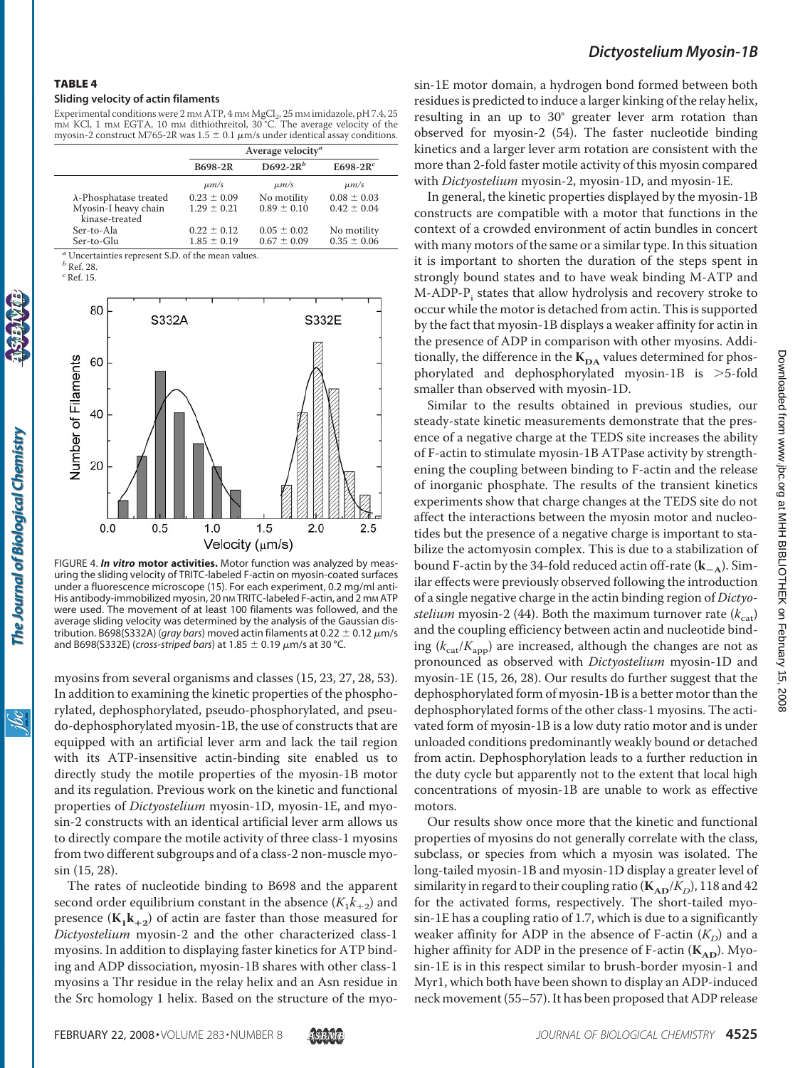**TABLE 4**

**Sliding velocity of actin filaments**

Experimental conditions were 2 mM ATP, 4 mM $MgCl_2$, 25 mM imidazole, pH 7.4, 25 mM KCl, 1 mM EGTA, 10 mM dithiothreitol, 30 °C. The average velocity of the myosin-2 construct M765-2R was 1.5 ± 0.1 μm/s under identical assay conditions.

| | Average velocity[a] | | |
|---|---|---|---|
| | B698-2R | D692-2R[b] | E698-2R[c] |
| | μm/s | μm/s | μm/s |
| λ-Phosphatase treated | 0.23 ± 0.09 | No motility | 0.08 ± 0.03 |
| Myosin-I heavy chain kinase-treated | 1.29 ± 0.21 | 0.89 ± 0.10 | 0.42 ± 0.04 |
| Ser-to-Ala | 0.22 ± 0.12 | 0.05 ± 0.02 | No motility |
| Ser-to-Glu | 1.85 ± 0.19 | 0.67 ± 0.09 | 0.35 ± 0.06 |

[a] Uncertainties represent S.D. of the mean values.
[b] Ref. 28.
[c] Ref. 15.

FIGURE 4. ***In vitro* motor activities.** Motor function was analyzed by measuring the sliding velocity of TRITC-labeled F-actin on myosin-coated surfaces under a fluorescence microscope (15). For each experiment, 0.2 mg/ml anti-His antibody-immobilized myosin, 20 nM TRITC-labeled F-actin, and 2 mM ATP were used. The movement of at least 100 filaments was followed, and the average sliding velocity was determined by the analysis of the Gaussian distribution. B698(S332A) (*gray bars*) moved actin filaments at 0.22 ± 0.12 μm/s and B698(S332E) (*cross-striped bars*) at 1.85 ± 0.19 μm/s at 30 °C.

myosins from several organisms and classes (15, 23, 27, 28, 53). In addition to examining the kinetic properties of the phosphorylated, dephosphorylated, pseudo-phosphorylated, and pseudo-dephosphorylated myosin-1B, the use of constructs that are equipped with an artificial lever arm and lack the tail region with its ATP-insensitive actin-binding site enabled us to directly study the motile properties of the myosin-1B motor and its regulation. Previous work on the kinetic and functional properties of *Dictyostelium* myosin-1D, myosin-1E, and myosin-2 constructs with an identical artificial lever arm allows us to directly compare the motile activity of three class-1 myosins from two different subgroups and of a class-2 non-muscle myosin (15, 28).

The rates of nucleotide binding to B698 and the apparent second order equilibrium constant in the absence ($K_1k_{+2}$) and presence ($\mathbf{K_1k_{+2}}$) of actin are faster than those measured for *Dictyostelium* myosin-2 and the other characterized class-1 myosins. In addition to displaying faster kinetics for ATP binding and ADP dissociation, myosin-1B shares with other class-1 myosins a Thr residue in the relay helix and an Asn residue in the Src homology 1 helix. Based on the structure of the myosin-1E motor domain, a hydrogen bond formed between both residues is predicted to induce a larger kinking of the relay helix, resulting in an up to 30° greater lever arm rotation than observed for myosin-2 (54). The faster nucleotide binding kinetics and a larger lever arm rotation are consistent with the more than 2-fold faster motile activity of this myosin compared with *Dictyostelium* myosin-2, myosin-1D, and myosin-1E.

In general, the kinetic properties displayed by the myosin-1B constructs are compatible with a motor that functions in the context of a crowded environment of actin bundles in concert with many motors of the same or a similar type. In this situation it is important to shorten the duration of the steps spent in strongly bound states and to have weak binding M-ATP and M-ADP-$P_i$ states that allow hydrolysis and recovery stroke to occur while the motor is detached from actin. This is supported by the fact that myosin-1B displays a weaker affinity for actin in the presence of ADP in comparison with other myosins. Additionally, the difference in the $\mathbf{K_{DA}}$ values determined for phosphorylated and dephosphorylated myosin-1B is >5-fold smaller than observed with myosin-1D.

Similar to the results obtained in previous studies, our steady-state kinetic measurements demonstrate that the presence of a negative charge at the TEDS site increases the ability of F-actin to stimulate myosin-1B ATPase activity by strengthening the coupling between binding to F-actin and the release of inorganic phosphate. The results of the transient kinetics experiments show that charge changes at the TEDS site do not affect the interactions between the myosin motor and nucleotides but the presence of a negative charge is important to stabilize the actomyosin complex. This is due to a stabilization of bound F-actin by the 34-fold reduced actin off-rate ($\mathbf{k_{-A}}$). Similar effects were previously observed following the introduction of a single negative charge in the actin binding region of *Dictyostelium* myosin-2 (44). Both the maximum turnover rate ($k_{cat}$) and the coupling efficiency between actin and nucleotide binding ($k_{cat}/K_{app}$) are increased, although the changes are not as pronounced as observed with *Dictyostelium* myosin-1D and myosin-1E (15, 26, 28). Our results do further suggest that the dephosphorylated form of myosin-1B is a better motor than the dephosphorylated forms of the other class-1 myosins. The activated form of myosin-1B is a low duty ratio motor and is under unloaded conditions predominantly weakly bound or detached from actin. Dephosphorylation leads to a further reduction in the duty cycle but apparently not to the extent that local high concentrations of myosin-1B are unable to work as effective motors.

Our results show once more that the kinetic and functional properties of myosins do not generally correlate with the class, subclass, or species from which a myosin was isolated. The long-tailed myosin-1B and myosin-1D display a greater level of similarity in regard to their coupling ratio ($\mathbf{K_{AD}}/K_D$), 118 and 42 for the activated forms, respectively. The short-tailed myosin-1E has a coupling ratio of 1.7, which is due to a significantly weaker affinity for ADP in the absence of F-actin ($K_D$) and a higher affinity for ADP in the presence of F-actin ($\mathbf{K_{AD}}$). Myosin-1E is in this respect similar to brush-border myosin-1 and Myr1, which both have been shown to display an ADP-induced neck movement (55–57). It has been proposed that ADP release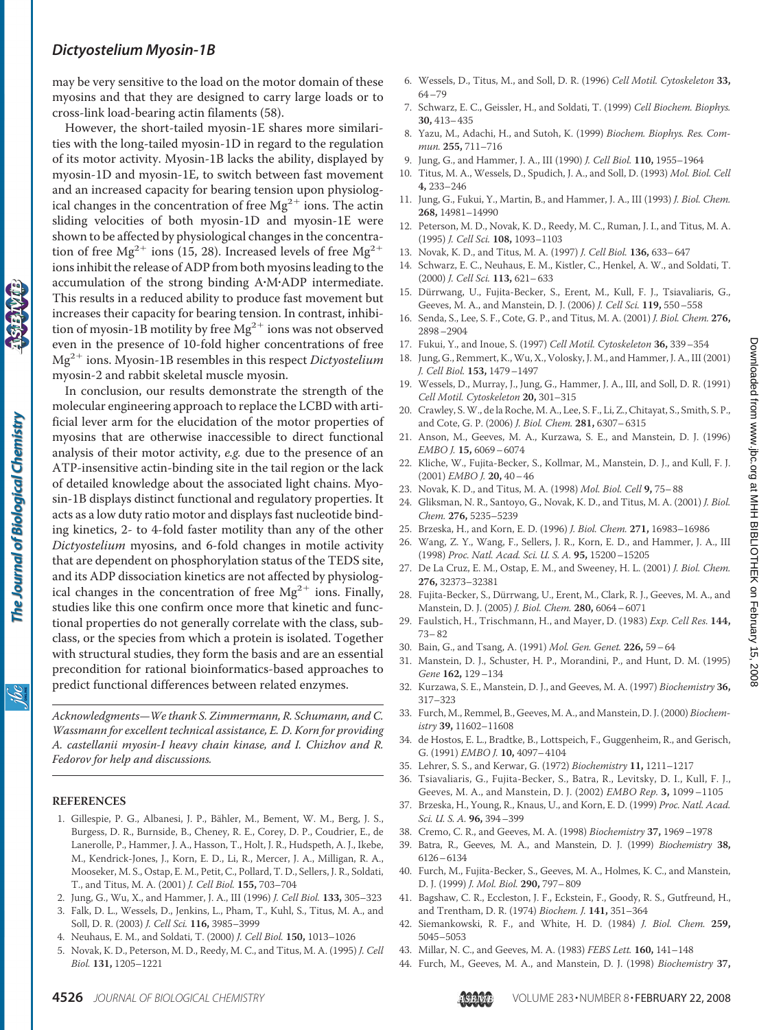may be very sensitive to the load on the motor domain of these myosins and that they are designed to carry large loads or to cross-link load-bearing actin filaments (58).

However, the short-tailed myosin-1E shares more similarities with the long-tailed myosin-1D in regard to the regulation of its motor activity. Myosin-1B lacks the ability, displayed by myosin-1D and myosin-1E, to switch between fast movement and an increased capacity for bearing tension upon physiological changes in the concentration of free $Mg^{2+}$ ions. The actin sliding velocities of both myosin-1D and myosin-1E were shown to be affected by physiological changes in the concentration of free $Mg^{2+}$ ions (15, 28). Increased levels of free $Mg^{2+}$ ions inhibit the release of ADP from both myosins leading to the accumulation of the strong binding A·M·ADP intermediate. This results in a reduced ability to produce fast movement but increases their capacity for bearing tension. In contrast, inhibition of myosin-1B motility by free $Mg^{2+}$ ions was not observed even in the presence of 10-fold higher concentrations of free $Mg^{2+}$ ions. Myosin-1B resembles in this respect *Dictyostelium* myosin-2 and rabbit skeletal muscle myosin.

In conclusion, our results demonstrate the strength of the molecular engineering approach to replace the LCBD with artificial lever arm for the elucidation of the motor properties of myosins that are otherwise inaccessible to direct functional analysis of their motor activity, *e.g.* due to the presence of an ATP-insensitive actin-binding site in the tail region or the lack of detailed knowledge about the associated light chains. Myosin-1B displays distinct functional and regulatory properties. It acts as a low duty ratio motor and displays fast nucleotide binding kinetics, 2- to 4-fold faster motility than any of the other *Dictyostelium* myosins, and 6-fold changes in motile activity that are dependent on phosphorylation status of the TEDS site, and its ADP dissociation kinetics are not affected by physiological changes in the concentration of free $Mg^{2+}$ ions. Finally, studies like this one confirm once more that kinetic and functional properties do not generally correlate with the class, subclass, or the species from which a protein is isolated. Together with structural studies, they form the basis and are an essential precondition for rational bioinformatics-based approaches to predict functional differences between related enzymes.

*Acknowledgments—We thank S. Zimmermann, R. Schumann, and C. Wassmann for excellent technical assistance, E. D. Korn for providing A. castellanii myosin-I heavy chain kinase, and I. Chizhov and R. Fedorov for help and discussions.*

## REFERENCES

1. Gillespie, P. G., Albanesi, J. P., Bähler, M., Bement, W. M., Berg, J. S., Burgess, D. R., Burnside, B., Cheney, R. E., Corey, D. P., Coudrier, E., de Lanerolle, P., Hammer, J. A., Hasson, T., Holt, J. R., Hudspeth, A. J., Ikebe, M., Kendrick-Jones, J., Korn, E. D., Li, R., Mercer, J. A., Milligan, R. A., Mooseker, M. S., Ostap, E. M., Petit, C., Pollard, T. D., Sellers, J. R., Soldati, T., and Titus, M. A. (2001) *J. Cell Biol.* **155,** 703–704
2. Jung, G., Wu, X., and Hammer, J. A., III (1996) *J. Cell Biol.* **133,** 305–323
3. Falk, D. L., Wessels, D., Jenkins, L., Pham, T., Kuhl, S., Titus, M. A., and Soll, D. R. (2003) *J. Cell Sci.* **116,** 3985–3999
4. Neuhaus, E. M., and Soldati, T. (2000) *J. Cell Biol.* **150,** 1013–1026
5. Novak, K. D., Peterson, M. D., Reedy, M. C., and Titus, M. A. (1995) *J. Cell Biol.* **131,** 1205–1221
6. Wessels, D., Titus, M., and Soll, D. R. (1996) *Cell Motil. Cytoskeleton* **33,** 64–79
7. Schwarz, E. C., Geissler, H., and Soldati, T. (1999) *Cell Biochem. Biophys.* **30,** 413–435
8. Yazu, M., Adachi, H., and Sutoh, K. (1999) *Biochem. Biophys. Res. Commun.* **255,** 711–716
9. Jung, G., and Hammer, J. A., III (1990) *J. Cell Biol.* **110,** 1955–1964
10. Titus, M. A., Wessels, D., Spudich, J. A., and Soll, D. (1993) *Mol. Biol. Cell* **4,** 233–246
11. Jung, G., Fukui, Y., Martin, B., and Hammer, J. A., III (1993) *J. Biol. Chem.* **268,** 14981–14990
12. Peterson, M. D., Novak, K. D., Reedy, M. C., Ruman, J. I., and Titus, M. A. (1995) *J. Cell Sci.* **108,** 1093–1103
13. Novak, K. D., and Titus, M. A. (1997) *J. Cell Biol.* **136,** 633–647
14. Schwarz, E. C., Neuhaus, E. M., Kistler, C., Henkel, A. W., and Soldati, T. (2000) *J. Cell Sci.* **113,** 621–633
15. Dürrwang, U., Fujita-Becker, S., Erent, M., Kull, F. J., Tsiavaliaris, G., Geeves, M. A., and Manstein, D. J. (2006) *J. Cell Sci.* **119,** 550–558
16. Senda, S., Lee, S. F., Cote, G. P., and Titus, M. A. (2001) *J. Biol. Chem.* **276,** 2898–2904
17. Fukui, Y., and Inoue, S. (1997) *Cell Motil. Cytoskeleton* **36,** 339–354
18. Jung, G., Remmert, K., Wu, X., Volosky, J. M., and Hammer, J. A., III (2001) *J. Cell Biol.* **153,** 1479–1497
19. Wessels, D., Murray, J., Jung, G., Hammer, J. A., III, and Soll, D. R. (1991) *Cell Motil. Cytoskeleton* **20,** 301–315
20. Crawley, S. W., de la Roche, M. A., Lee, S. F., Li, Z., Chitayat, S., Smith, S. P., and Cote, G. P. (2006) *J. Biol. Chem.* **281,** 6307–6315
21. Anson, M., Geeves, M. A., Kurzawa, S. E., and Manstein, D. J. (1996) *EMBO J.* **15,** 6069–6074
22. Kliche, W., Fujita-Becker, S., Kollmar, M., Manstein, D. J., and Kull, F. J. (2001) *EMBO J.* **20,** 40–46
23. Novak, K. D., and Titus, M. A. (1998) *Mol. Biol. Cell* **9,** 75–88
24. Gliksman, N. R., Santoyo, G., Novak, K. D., and Titus, M. A. (2001) *J. Biol. Chem.* **276,** 5235–5239
25. Brzeska, H., and Korn, E. D. (1996) *J. Biol. Chem.* **271,** 16983–16986
26. Wang, Z. Y., Wang, F., Sellers, J. R., Korn, E. D., and Hammer, J. A., III (1998) *Proc. Natl. Acad. Sci. U. S. A.* **95,** 15200–15205
27. De La Cruz, E. M., Ostap, E. M., and Sweeney, H. L. (2001) *J. Biol. Chem.* **276,** 32373–32381
28. Fujita-Becker, S., Dürrwang, U., Erent, M., Clark, R. J., Geeves, M. A., and Manstein, D. J. (2005) *J. Biol. Chem.* **280,** 6064–6071
29. Faulstich, H., Trischmann, H., and Mayer, D. (1983) *Exp. Cell Res.* **144,** 73–82
30. Bain, G., and Tsang, A. (1991) *Mol. Gen. Genet.* **226,** 59–64
31. Manstein, D. J., Schuster, H. P., Morandini, P., and Hunt, D. M. (1995) *Gene* **162,** 129–134
32. Kurzawa, S. E., Manstein, D. J., and Geeves, M. A. (1997) *Biochemistry* **36,** 317–323
33. Furch, M., Remmel, B., Geeves, M. A., and Manstein, D. J. (2000) *Biochemistry* **39,** 11602–11608
34. de Hostos, E. L., Bradtke, B., Lottspeich, F., Guggenheim, R., and Gerisch, G. (1991) *EMBO J.* **10,** 4097–4104
35. Lehrer, S. S., and Kerwar, G. (1972) *Biochemistry* **11,** 1211–1217
36. Tsiavaliaris, G., Fujita-Becker, S., Batra, R., Levitsky, D. I., Kull, F. J., Geeves, M. A., and Manstein, D. J. (2002) *EMBO Rep.* **3,** 1099–1105
37. Brzeska, H., Young, R., Knaus, U., and Korn, E. D. (1999) *Proc. Natl. Acad. Sci. U. S. A.* **96,** 394–399
38. Cremo, C. R., and Geeves, M. A. (1998) *Biochemistry* **37,** 1969–1978
39. Batra, R., Geeves, M. A., and Manstein, D. J. (1999) *Biochemistry* **38,** 6126–6134
40. Furch, M., Fujita-Becker, S., Geeves, M. A., Holmes, K. C., and Manstein, D. J. (1999) *J. Mol. Biol.* **290,** 797–809
41. Bagshaw, C. R., Eccleston, J. F., Eckstein, F., Goody, R. S., Gutfreund, H., and Trentham, D. R. (1974) *Biochem. J.* **141,** 351–364
42. Siemankowski, R. F., and White, H. D. (1984) *J. Biol. Chem.* **259,** 5045–5053
43. Millar, N. C., and Geeves, M. A. (1983) *FEBS Lett.* **160,** 141–148
44. Furch, M., Geeves, M. A., and Manstein, D. J. (1998) *Biochemistry* **37,**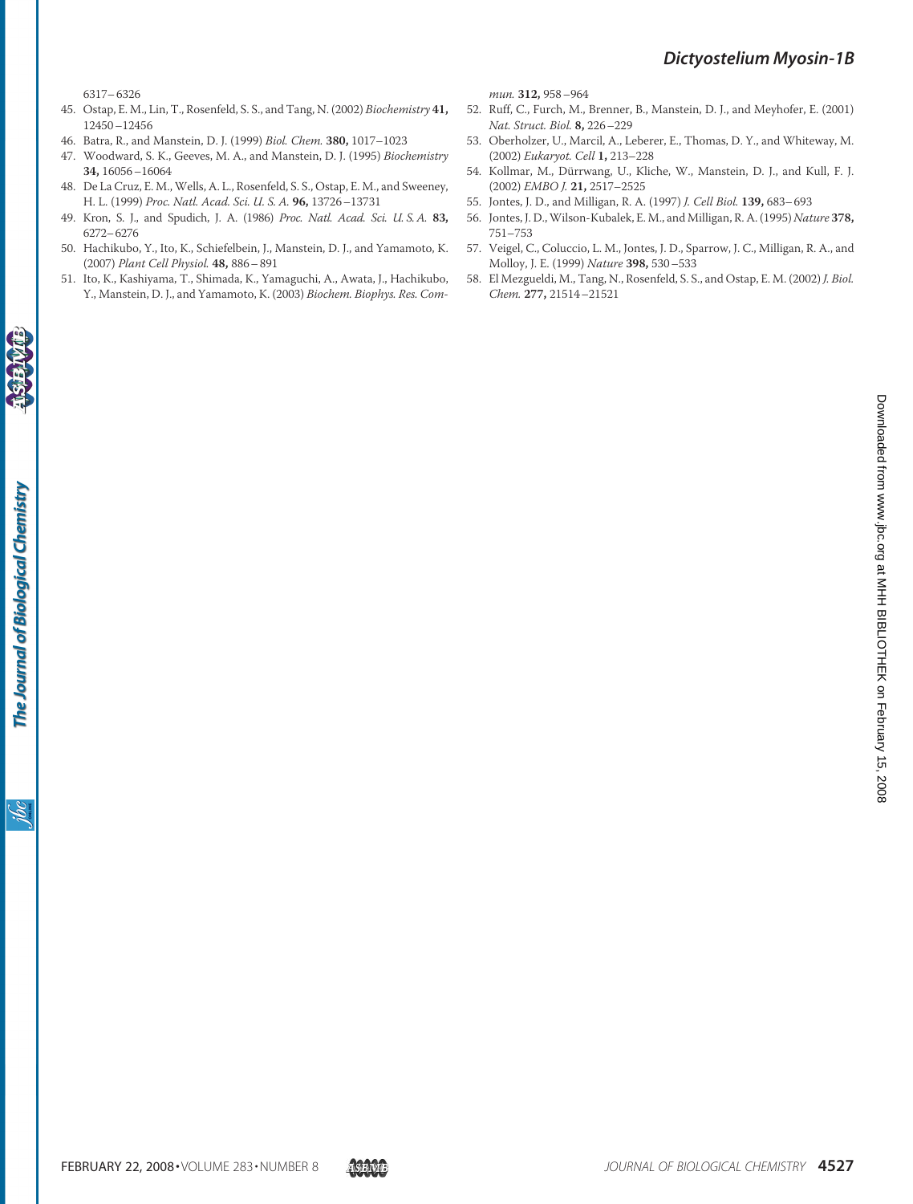6317–6326

45. Ostap, E. M., Lin, T., Rosenfeld, S. S., and Tang, N. (2002) *Biochemistry* **41,** 12450–12456
46. Batra, R., and Manstein, D. J. (1999) *Biol. Chem.* **380,** 1017–1023
47. Woodward, S. K., Geeves, M. A., and Manstein, D. J. (1995) *Biochemistry* **34,** 16056–16064
48. De La Cruz, E. M., Wells, A. L., Rosenfeld, S. S., Ostap, E. M., and Sweeney, H. L. (1999) *Proc. Natl. Acad. Sci. U. S. A.* **96,** 13726–13731
49. Kron, S. J., and Spudich, J. A. (1986) *Proc. Natl. Acad. Sci. U. S. A.* **83,** 6272–6276
50. Hachikubo, Y., Ito, K., Schiefelbein, J., Manstein, D. J., and Yamamoto, K. (2007) *Plant Cell Physiol.* **48,** 886–891
51. Ito, K., Kashiyama, T., Shimada, K., Yamaguchi, A., Awata, J., Hachikubo, Y., Manstein, D. J., and Yamamoto, K. (2003) *Biochem. Biophys. Res. Commun.* **312,** 958–964
52. Ruff, C., Furch, M., Brenner, B., Manstein, D. J., and Meyhofer, E. (2001) *Nat. Struct. Biol.* **8,** 226–229
53. Oberholzer, U., Marcil, A., Leberer, E., Thomas, D. Y., and Whiteway, M. (2002) *Eukaryot. Cell* **1,** 213–228
54. Kollmar, M., Dürrwang, U., Kliche, W., Manstein, D. J., and Kull, F. J. (2002) *EMBO J.* **21,** 2517–2525
55. Jontes, J. D., and Milligan, R. A. (1997) *J. Cell Biol.* **139,** 683–693
56. Jontes, J. D., Wilson-Kubalek, E. M., and Milligan, R. A. (1995) *Nature* **378,** 751–753
57. Veigel, C., Coluccio, L. M., Jontes, J. D., Sparrow, J. C., Milligan, R. A., and Molloy, J. E. (1999) *Nature* **398,** 530–533
58. El Mezgueldi, M., Tang, N., Rosenfeld, S. S., and Ostap, E. M. (2002) *J. Biol. Chem.* **277,** 21514–21521